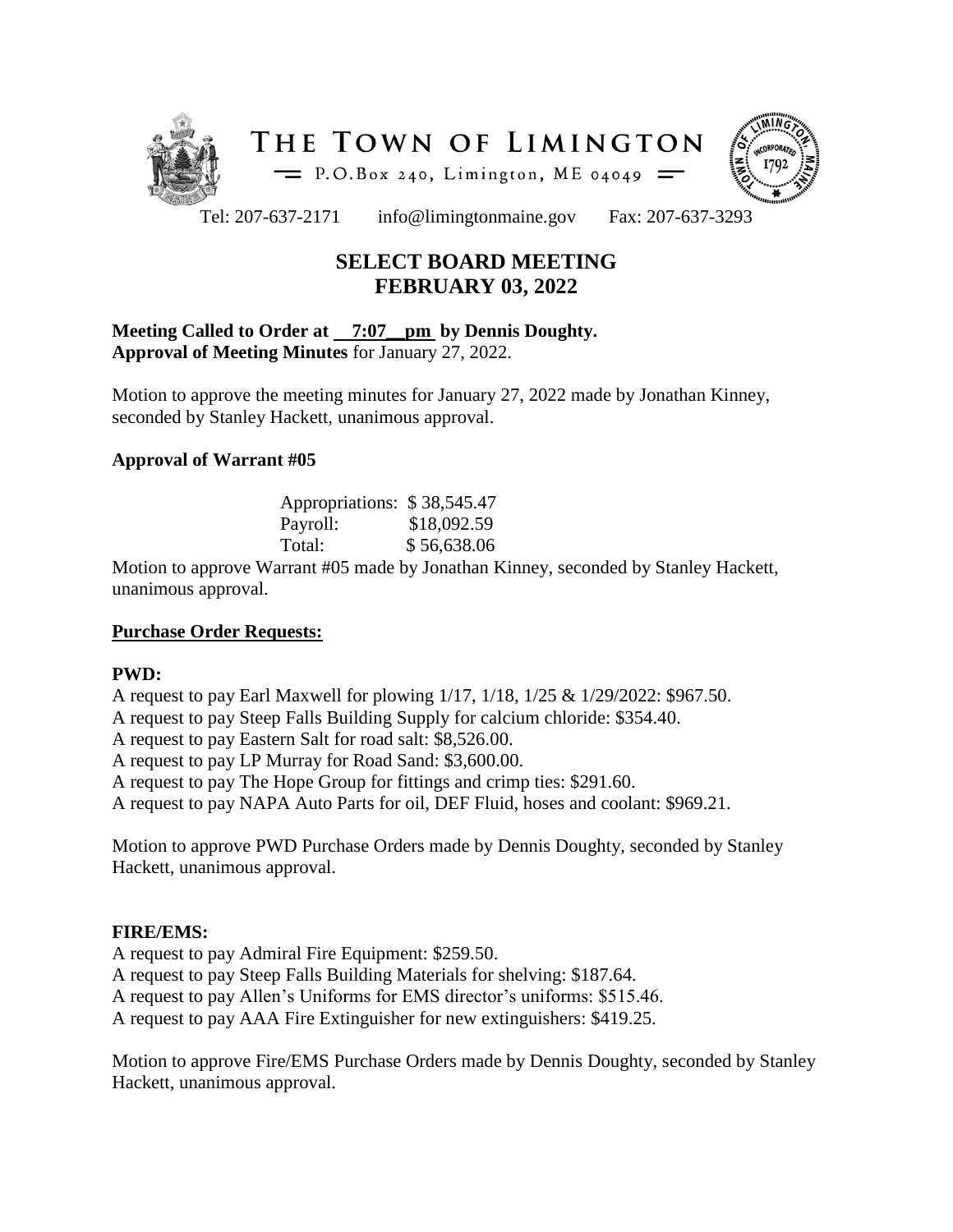# THE TOWN OF LIMINGTON

P.O.Box 240, Limington, ME 04049

Tel: 207-637-2171 info@limingtonmaine.gov Fax: 207-637-3293

## SELECT BOARD MEETING
## FEBRUARY 03, 2022

**Meeting Called to Order at 7:07 pm by Dennis Doughty.**
**Approval of Meeting Minutes** for January 27, 2022.

Motion to approve the meeting minutes for January 27, 2022 made by Jonathan Kinney, seconded by Stanley Hackett, unanimous approval.

### Approval of Warrant #05

| | |
|---|---|
| Appropriations: | $ 38,545.47 |
| Payroll: | $18,092.59 |
| Total: | $ 56,638.06 |

Motion to approve Warrant #05 made by Jonathan Kinney, seconded by Stanley Hackett, unanimous approval.

### Purchase Order Requests:

**PWD:**

A request to pay Earl Maxwell for plowing 1/17, 1/18, 1/25 & 1/29/2022: $967.50.
A request to pay Steep Falls Building Supply for calcium chloride: $354.40.
A request to pay Eastern Salt for road salt: $8,526.00.
A request to pay LP Murray for Road Sand: $3,600.00.
A request to pay The Hope Group for fittings and crimp ties: $291.60.
A request to pay NAPA Auto Parts for oil, DEF Fluid, hoses and coolant: $969.21.

Motion to approve PWD Purchase Orders made by Dennis Doughty, seconded by Stanley Hackett, unanimous approval.

**FIRE/EMS:**

A request to pay Admiral Fire Equipment: $259.50.
A request to pay Steep Falls Building Materials for shelving: $187.64.
A request to pay Allen's Uniforms for EMS director's uniforms: $515.46.
A request to pay AAA Fire Extinguisher for new extinguishers: $419.25.

Motion to approve Fire/EMS Purchase Orders made by Dennis Doughty, seconded by Stanley Hackett, unanimous approval.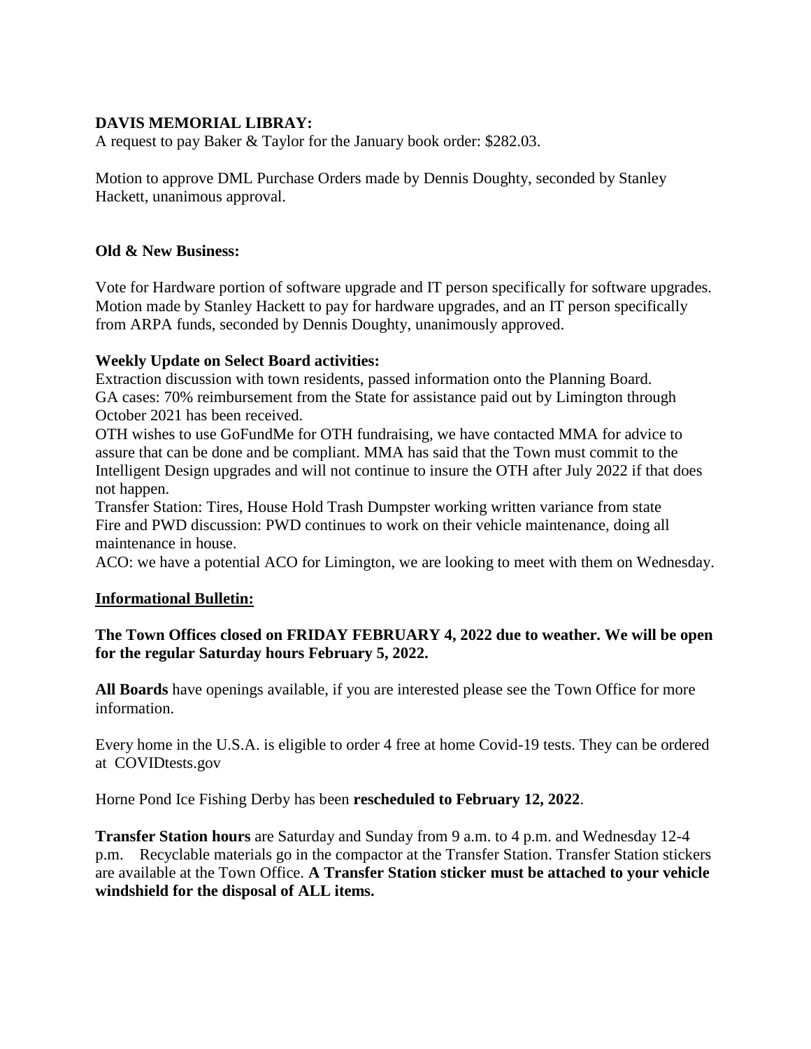**DAVIS MEMORIAL LIBRAY:**
A request to pay Baker & Taylor for the January book order: $282.03.

Motion to approve DML Purchase Orders made by Dennis Doughty, seconded by Stanley Hackett, unanimous approval.

**Old & New Business:**

Vote for Hardware portion of software upgrade and IT person specifically for software upgrades. Motion made by Stanley Hackett to pay for hardware upgrades, and an IT person specifically from ARPA funds, seconded by Dennis Doughty, unanimously approved.

**Weekly Update on Select Board activities:**
Extraction discussion with town residents, passed information onto the Planning Board.
GA cases: 70% reimbursement from the State for assistance paid out by Limington through October 2021 has been received.
OTH wishes to use GoFundMe for OTH fundraising, we have contacted MMA for advice to assure that can be done and be compliant. MMA has said that the Town must commit to the Intelligent Design upgrades and will not continue to insure the OTH after July 2022 if that does not happen.
Transfer Station: Tires, House Hold Trash Dumpster working written variance from state
Fire and PWD discussion: PWD continues to work on their vehicle maintenance, doing all maintenance in house.
ACO: we have a potential ACO for Limington, we are looking to meet with them on Wednesday.

**Informational Bulletin:**

**The Town Offices closed on FRIDAY FEBRUARY 4, 2022 due to weather. We will be open for the regular Saturday hours February 5, 2022.**

**All Boards** have openings available, if you are interested please see the Town Office for more information.

Every home in the U.S.A. is eligible to order 4 free at home Covid-19 tests. They can be ordered at COVIDtests.gov

Horne Pond Ice Fishing Derby has been **rescheduled to February 12, 2022**.

**Transfer Station hours** are Saturday and Sunday from 9 a.m. to 4 p.m. and Wednesday 12-4 p.m. Recyclable materials go in the compactor at the Transfer Station. Transfer Station stickers are available at the Town Office. **A Transfer Station sticker must be attached to your vehicle windshield for the disposal of ALL items.**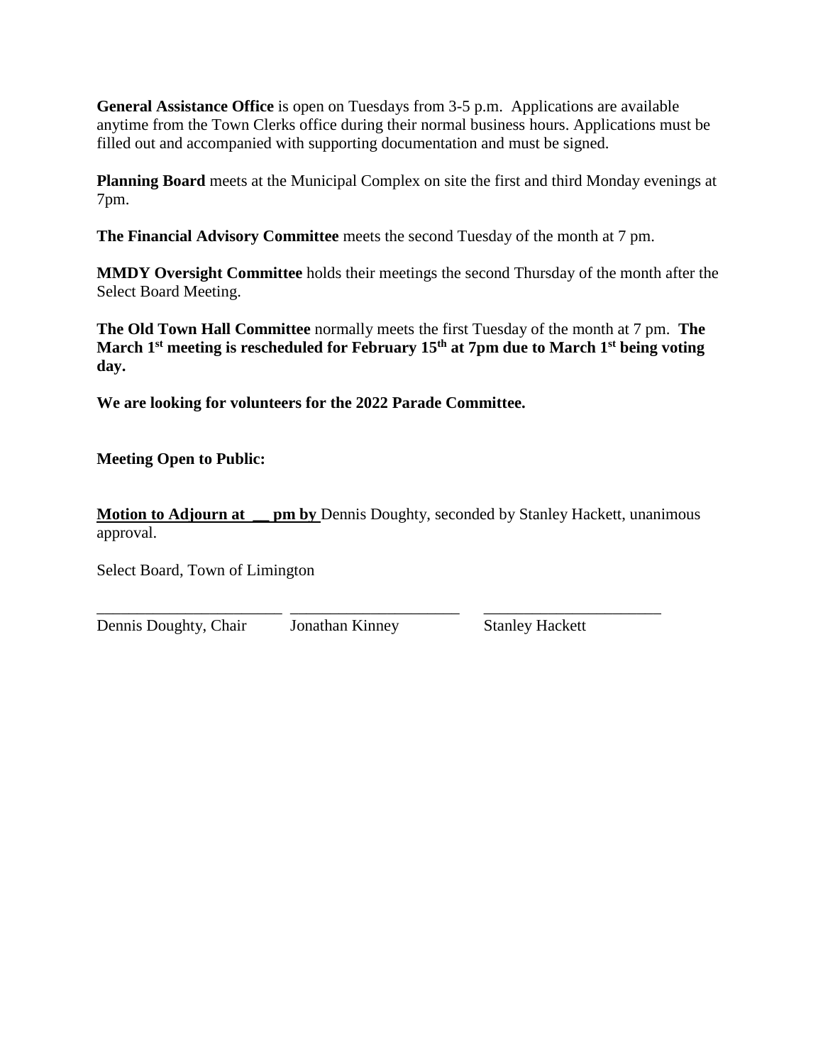**General Assistance Office** is open on Tuesdays from 3-5 p.m. Applications are available anytime from the Town Clerks office during their normal business hours. Applications must be filled out and accompanied with supporting documentation and must be signed.

**Planning Board** meets at the Municipal Complex on site the first and third Monday evenings at 7pm.

**The Financial Advisory Committee** meets the second Tuesday of the month at 7 pm.

**MMDY Oversight Committee** holds their meetings the second Thursday of the month after the Select Board Meeting.

**The Old Town Hall Committee** normally meets the first Tuesday of the month at 7 pm. **The March 1st meeting is rescheduled for February 15th at 7pm due to March 1st being voting day.**

**We are looking for volunteers for the 2022 Parade Committee.**

**Meeting Open to Public:**

**Motion to Adjourn at \_\_ pm by** Dennis Doughty, seconded by Stanley Hackett, unanimous approval.

Select Board, Town of Limington

| | | |
|---|---|---|
| \_\_\_\_\_\_\_\_\_\_\_\_\_\_\_\_\_\_\_\_\_\_ | \_\_\_\_\_\_\_\_\_\_\_\_\_\_\_\_\_\_\_\_\_ | \_\_\_\_\_\_\_\_\_\_\_\_\_\_\_\_\_\_\_\_\_\_ |
| Dennis Doughty, Chair | Jonathan Kinney | Stanley Hackett |